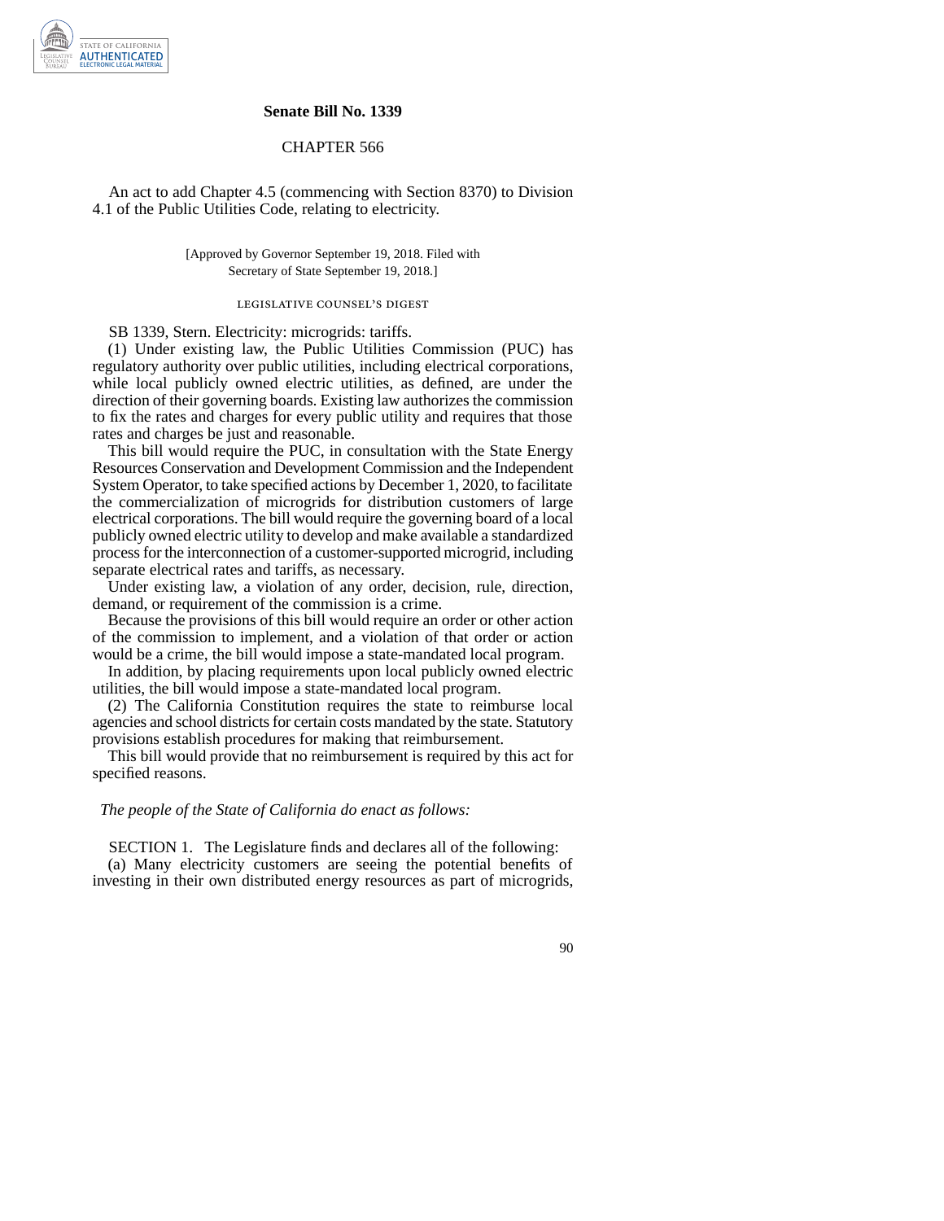# Senate Bill No. 1339

## CHAPTER 566

An act to add Chapter 4.5 (commencing with Section 8370) to Division 4.1 of the Public Utilities Code, relating to electricity.

[Approved by Governor September 19, 2018. Filed with Secretary of State September 19, 2018.]

LEGISLATIVE COUNSEL'S DIGEST

SB 1339, Stern. Electricity: microgrids: tariffs.

(1) Under existing law, the Public Utilities Commission (PUC) has regulatory authority over public utilities, including electrical corporations, while local publicly owned electric utilities, as defined, are under the direction of their governing boards. Existing law authorizes the commission to fix the rates and charges for every public utility and requires that those rates and charges be just and reasonable.

This bill would require the PUC, in consultation with the State Energy Resources Conservation and Development Commission and the Independent System Operator, to take specified actions by December 1, 2020, to facilitate the commercialization of microgrids for distribution customers of large electrical corporations. The bill would require the governing board of a local publicly owned electric utility to develop and make available a standardized process for the interconnection of a customer-supported microgrid, including separate electrical rates and tariffs, as necessary.

Under existing law, a violation of any order, decision, rule, direction, demand, or requirement of the commission is a crime.

Because the provisions of this bill would require an order or other action of the commission to implement, and a violation of that order or action would be a crime, the bill would impose a state-mandated local program.

In addition, by placing requirements upon local publicly owned electric utilities, the bill would impose a state-mandated local program.

(2) The California Constitution requires the state to reimburse local agencies and school districts for certain costs mandated by the state. Statutory provisions establish procedures for making that reimbursement.

This bill would provide that no reimbursement is required by this act for specified reasons.

*The people of the State of California do enact as follows:*

SECTION 1. The Legislature finds and declares all of the following:

(a) Many electricity customers are seeing the potential benefits of investing in their own distributed energy resources as part of microgrids,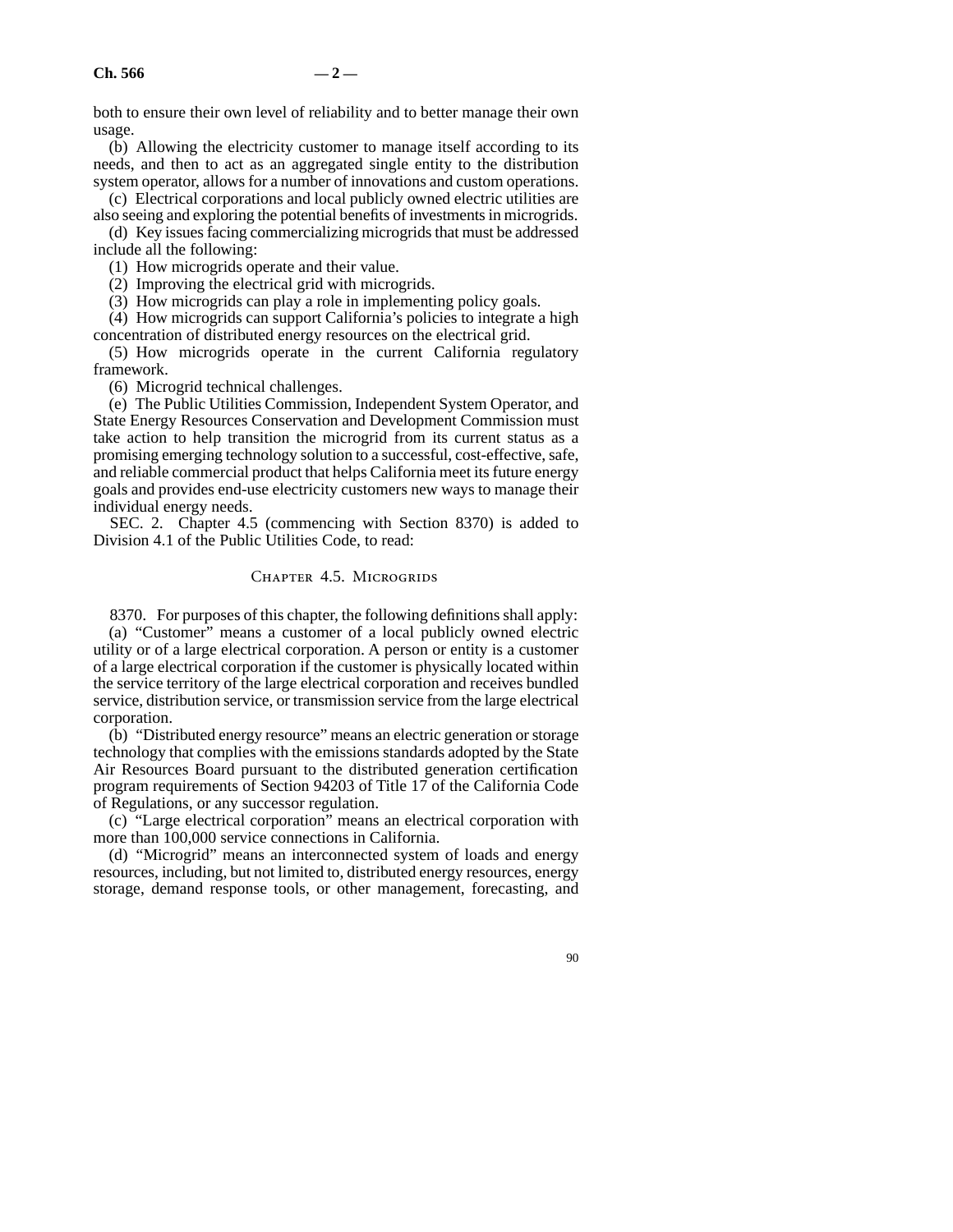both to ensure their own level of reliability and to better manage their own usage.

(b) Allowing the electricity customer to manage itself according to its needs, and then to act as an aggregated single entity to the distribution system operator, allows for a number of innovations and custom operations.

(c) Electrical corporations and local publicly owned electric utilities are also seeing and exploring the potential benefits of investments in microgrids.

(d) Key issues facing commercializing microgrids that must be addressed include all the following:

(1) How microgrids operate and their value.

(2) Improving the electrical grid with microgrids.

(3) How microgrids can play a role in implementing policy goals.

(4) How microgrids can support California's policies to integrate a high concentration of distributed energy resources on the electrical grid.

(5) How microgrids operate in the current California regulatory framework.

(6) Microgrid technical challenges.

(e) The Public Utilities Commission, Independent System Operator, and State Energy Resources Conservation and Development Commission must take action to help transition the microgrid from its current status as a promising emerging technology solution to a successful, cost-effective, safe, and reliable commercial product that helps California meet its future energy goals and provides end-use electricity customers new ways to manage their individual energy needs.

SEC. 2. Chapter 4.5 (commencing with Section 8370) is added to Division 4.1 of the Public Utilities Code, to read:

## Chapter 4.5. Microgrids

8370. For purposes of this chapter, the following definitions shall apply:

(a) "Customer" means a customer of a local publicly owned electric utility or of a large electrical corporation. A person or entity is a customer of a large electrical corporation if the customer is physically located within the service territory of the large electrical corporation and receives bundled service, distribution service, or transmission service from the large electrical corporation.

(b) "Distributed energy resource" means an electric generation or storage technology that complies with the emissions standards adopted by the State Air Resources Board pursuant to the distributed generation certification program requirements of Section 94203 of Title 17 of the California Code of Regulations, or any successor regulation.

(c) "Large electrical corporation" means an electrical corporation with more than 100,000 service connections in California.

(d) "Microgrid" means an interconnected system of loads and energy resources, including, but not limited to, distributed energy resources, energy storage, demand response tools, or other management, forecasting, and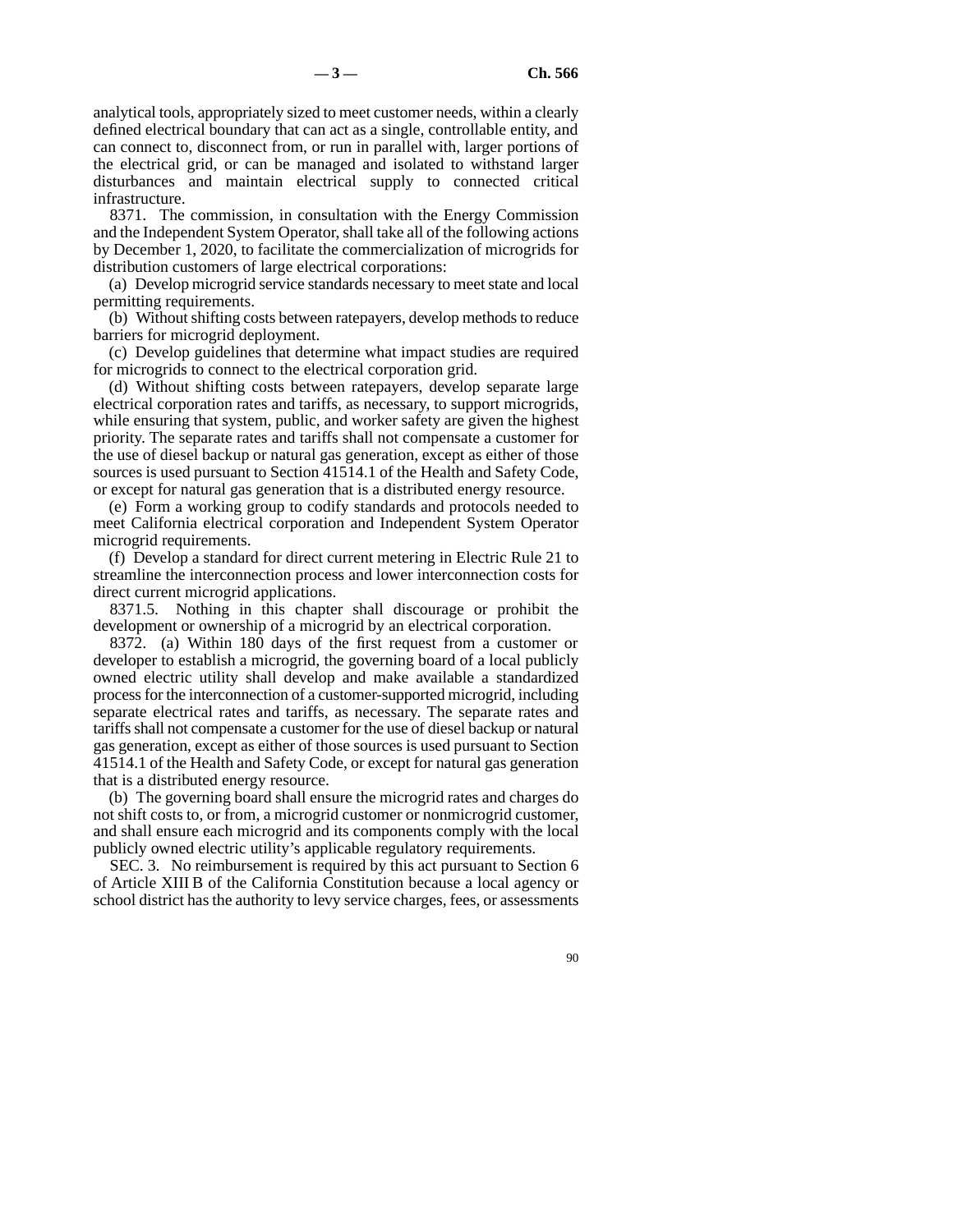analytical tools, appropriately sized to meet customer needs, within a clearly defined electrical boundary that can act as a single, controllable entity, and can connect to, disconnect from, or run in parallel with, larger portions of the electrical grid, or can be managed and isolated to withstand larger disturbances and maintain electrical supply to connected critical infrastructure.

8371. The commission, in consultation with the Energy Commission and the Independent System Operator, shall take all of the following actions by December 1, 2020, to facilitate the commercialization of microgrids for distribution customers of large electrical corporations:

(a) Develop microgrid service standards necessary to meet state and local permitting requirements.

(b) Without shifting costs between ratepayers, develop methods to reduce barriers for microgrid deployment.

(c) Develop guidelines that determine what impact studies are required for microgrids to connect to the electrical corporation grid.

(d) Without shifting costs between ratepayers, develop separate large electrical corporation rates and tariffs, as necessary, to support microgrids, while ensuring that system, public, and worker safety are given the highest priority. The separate rates and tariffs shall not compensate a customer for the use of diesel backup or natural gas generation, except as either of those sources is used pursuant to Section 41514.1 of the Health and Safety Code, or except for natural gas generation that is a distributed energy resource.

(e) Form a working group to codify standards and protocols needed to meet California electrical corporation and Independent System Operator microgrid requirements.

(f) Develop a standard for direct current metering in Electric Rule 21 to streamline the interconnection process and lower interconnection costs for direct current microgrid applications.

8371.5. Nothing in this chapter shall discourage or prohibit the development or ownership of a microgrid by an electrical corporation.

8372. (a) Within 180 days of the first request from a customer or developer to establish a microgrid, the governing board of a local publicly owned electric utility shall develop and make available a standardized process for the interconnection of a customer-supported microgrid, including separate electrical rates and tariffs, as necessary. The separate rates and tariffs shall not compensate a customer for the use of diesel backup or natural gas generation, except as either of those sources is used pursuant to Section 41514.1 of the Health and Safety Code, or except for natural gas generation that is a distributed energy resource.

(b) The governing board shall ensure the microgrid rates and charges do not shift costs to, or from, a microgrid customer or nonmicrogrid customer, and shall ensure each microgrid and its components comply with the local publicly owned electric utility's applicable regulatory requirements.

SEC. 3. No reimbursement is required by this act pursuant to Section 6 of Article XIII B of the California Constitution because a local agency or school district has the authority to levy service charges, fees, or assessments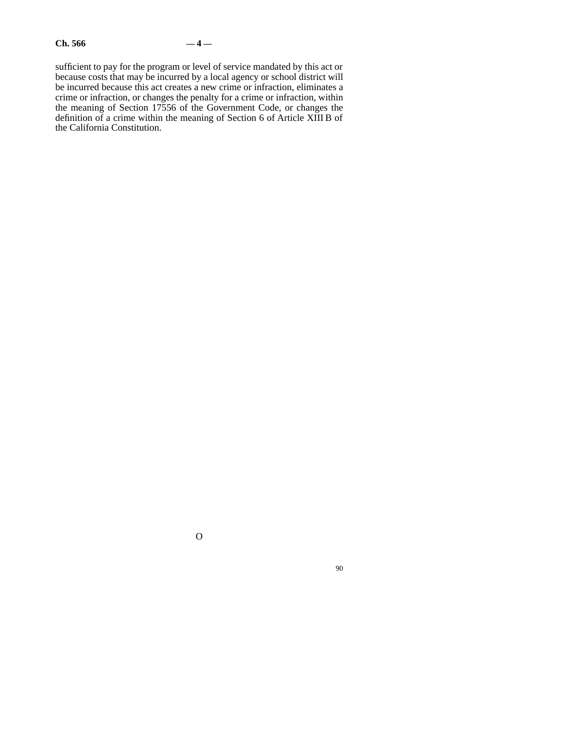sufficient to pay for the program or level of service mandated by this act or because costs that may be incurred by a local agency or school district will be incurred because this act creates a new crime or infraction, eliminates a crime or infraction, or changes the penalty for a crime or infraction, within the meaning of Section 17556 of the Government Code, or changes the definition of a crime within the meaning of Section 6 of Article XIII B of the California Constitution.

O